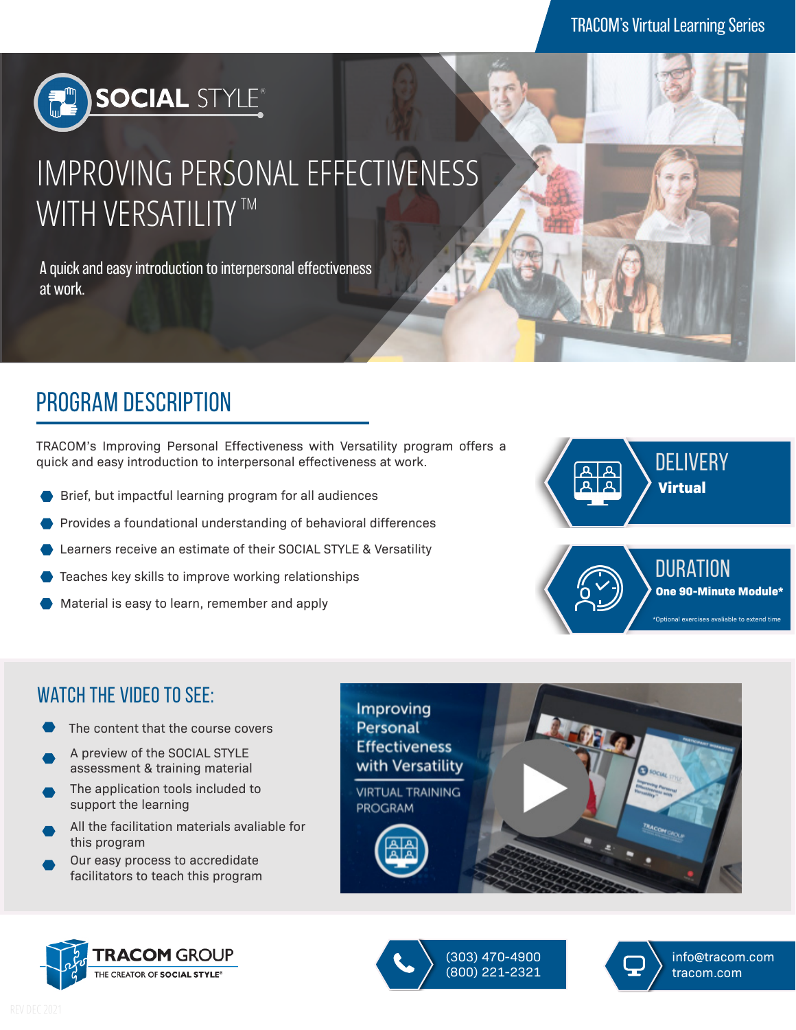TRACOM's Virtual Learning Series

SOCIAL STYLE®

# IMPROVING PERSONAL EFFECTIVENESS WITH VERSATILITY™

A quick and easy introduction to interpersonal effectiveness at work.

## PROGRAM DESCRIPTION

TRACOM's Improving Personal Effectiveness with Versatility program offers a quick and easy introduction to interpersonal effectiveness at work.

- Brief, but impactful learning program for all audiences
- Provides a foundational understanding of behavioral differences
- Learners receive an estimate of their SOCIAL STYLE & Versatility
- Teaches key skills to improve working relationships
- Material is easy to learn, remember and apply

**DELIVERY**
**Virtual**

**DURATION**
**One 90-Minute Module***

*Optional exercises available to extend time

## WATCH THE VIDEO TO SEE:

- The content that the course covers
- A preview of the SOCIAL STYLE assessment & training material
- The application tools included to support the learning
- All the facilitation materials avaliable for this program
- Our easy process to accrediate facilitators to teach this program

Improving Personal Effectiveness with Versatility
VIRTUAL TRAINING PROGRAM

TRACOM GROUP
THE CREATOR OF SOCIAL STYLE®

(303) 470-4900
(800) 221-2321

info@tracom.com
tracom.com

REV DEC 2021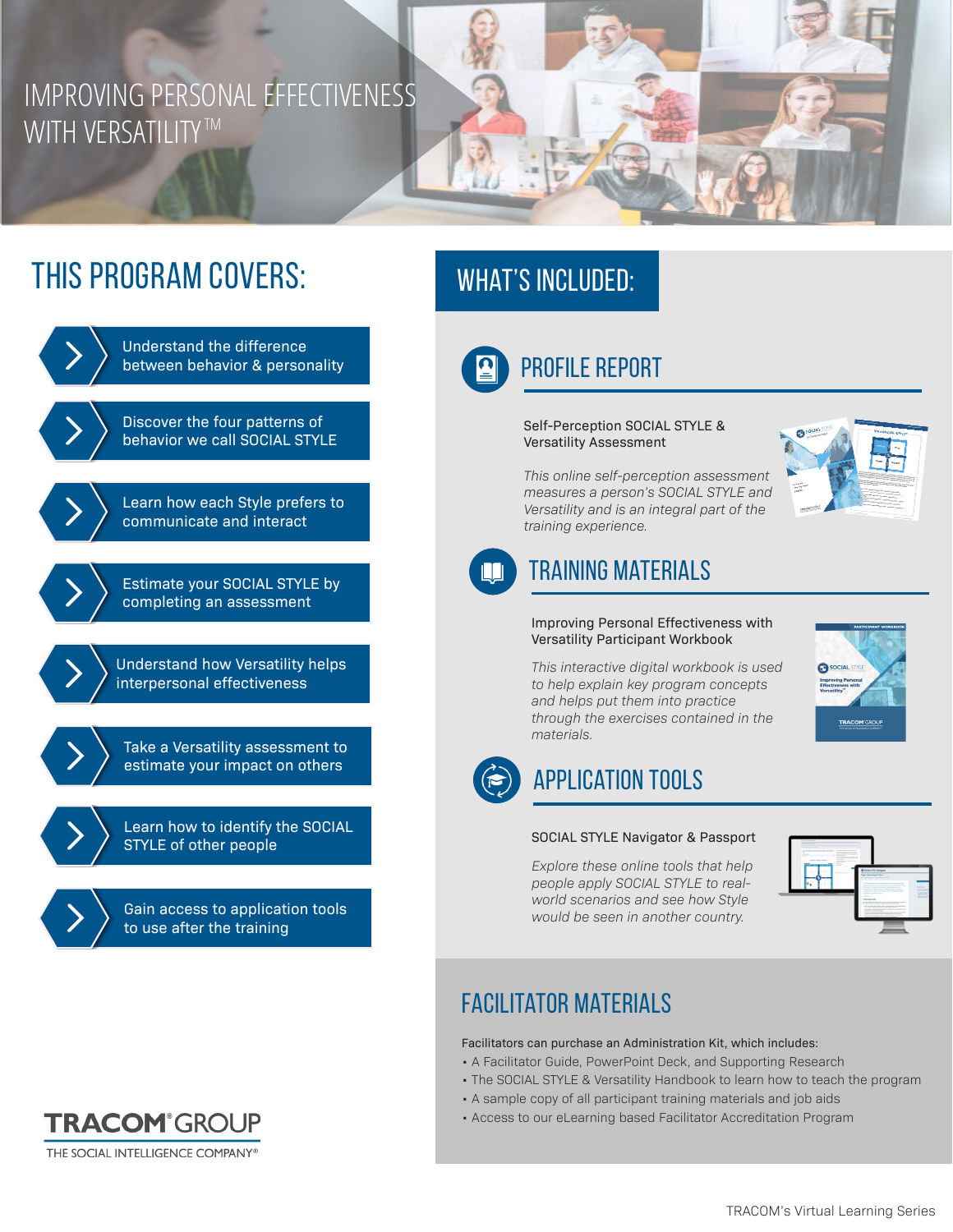# IMPROVING PERSONAL EFFECTIVENESS WITH VERSATILITY™

## THIS PROGRAM COVERS:

- Understand the difference between behavior & personality
- Discover the four patterns of behavior we call SOCIAL STYLE
- Learn how each Style prefers to communicate and interact
- Estimate your SOCIAL STYLE by completing an assessment
- Understand how Versatility helps interpersonal effectiveness
- Take a Versatility assessment to estimate your impact on others
- Learn how to identify the SOCIAL STYLE of other people
- Gain access to application tools to use after the training

## WHAT'S INCLUDED:

### PROFILE REPORT

Self-Perception SOCIAL STYLE & Versatility Assessment

*This online self-perception assessment measures a person's SOCIAL STYLE and Versatility and is an integral part of the training experience.*

### TRAINING MATERIALS

Improving Personal Effectiveness with Versatility Participant Workbook

*This interactive digital workbook is used to help explain key program concepts and helps put them into practice through the exercises contained in the materials.*

### APPLICATION TOOLS

SOCIAL STYLE Navigator & Passport

*Explore these online tools that help people apply SOCIAL STYLE to real-world scenarios and see how Style would be seen in another country.*

## FACILITATOR MATERIALS

Facilitators can purchase an Administration Kit, which includes:

- A Facilitator Guide, PowerPoint Deck, and Supporting Research
- The SOCIAL STYLE & Versatility Handbook to learn how to teach the program
- A sample copy of all participant training materials and job aids
- Access to our eLearning based Facilitator Accreditation Program

TRACOM® GROUP
THE SOCIAL INTELLIGENCE COMPANY®

TRACOM's Virtual Learning Series